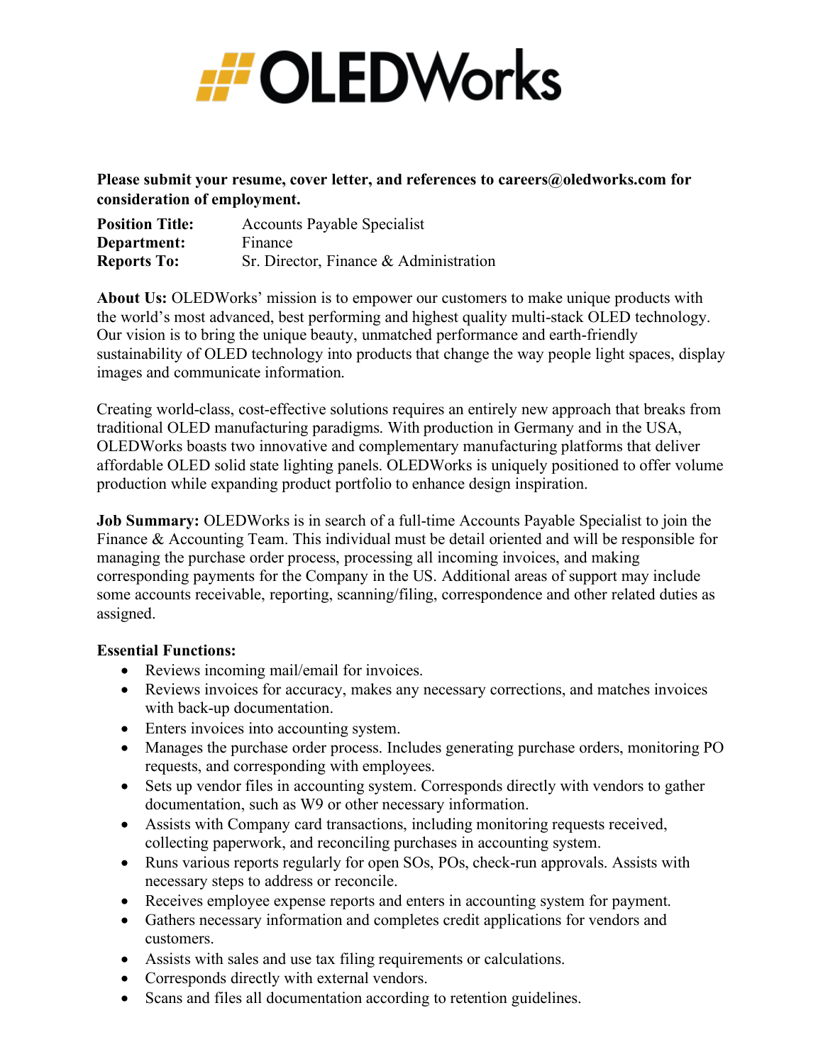**Please submit your resume, cover letter, and references to careers@oledworks.com for consideration of employment.**

**Position Title:** Accounts Payable Specialist
**Department:** Finance
**Reports To:** Sr. Director, Finance & Administration

**About Us:** OLEDWorks' mission is to empower our customers to make unique products with the world's most advanced, best performing and highest quality multi-stack OLED technology. Our vision is to bring the unique beauty, unmatched performance and earth-friendly sustainability of OLED technology into products that change the way people light spaces, display images and communicate information.

Creating world-class, cost-effective solutions requires an entirely new approach that breaks from traditional OLED manufacturing paradigms. With production in Germany and in the USA, OLEDWorks boasts two innovative and complementary manufacturing platforms that deliver affordable OLED solid state lighting panels. OLEDWorks is uniquely positioned to offer volume production while expanding product portfolio to enhance design inspiration.

**Job Summary:** OLEDWorks is in search of a full-time Accounts Payable Specialist to join the Finance & Accounting Team. This individual must be detail oriented and will be responsible for managing the purchase order process, processing all incoming invoices, and making corresponding payments for the Company in the US. Additional areas of support may include some accounts receivable, reporting, scanning/filing, correspondence and other related duties as assigned.

**Essential Functions:**

- Reviews incoming mail/email for invoices.
- Reviews invoices for accuracy, makes any necessary corrections, and matches invoices with back-up documentation.
- Enters invoices into accounting system.
- Manages the purchase order process. Includes generating purchase orders, monitoring PO requests, and corresponding with employees.
- Sets up vendor files in accounting system. Corresponds directly with vendors to gather documentation, such as W9 or other necessary information.
- Assists with Company card transactions, including monitoring requests received, collecting paperwork, and reconciling purchases in accounting system.
- Runs various reports regularly for open SOs, POs, check-run approvals. Assists with necessary steps to address or reconcile.
- Receives employee expense reports and enters in accounting system for payment.
- Gathers necessary information and completes credit applications for vendors and customers.
- Assists with sales and use tax filing requirements or calculations.
- Corresponds directly with external vendors.
- Scans and files all documentation according to retention guidelines.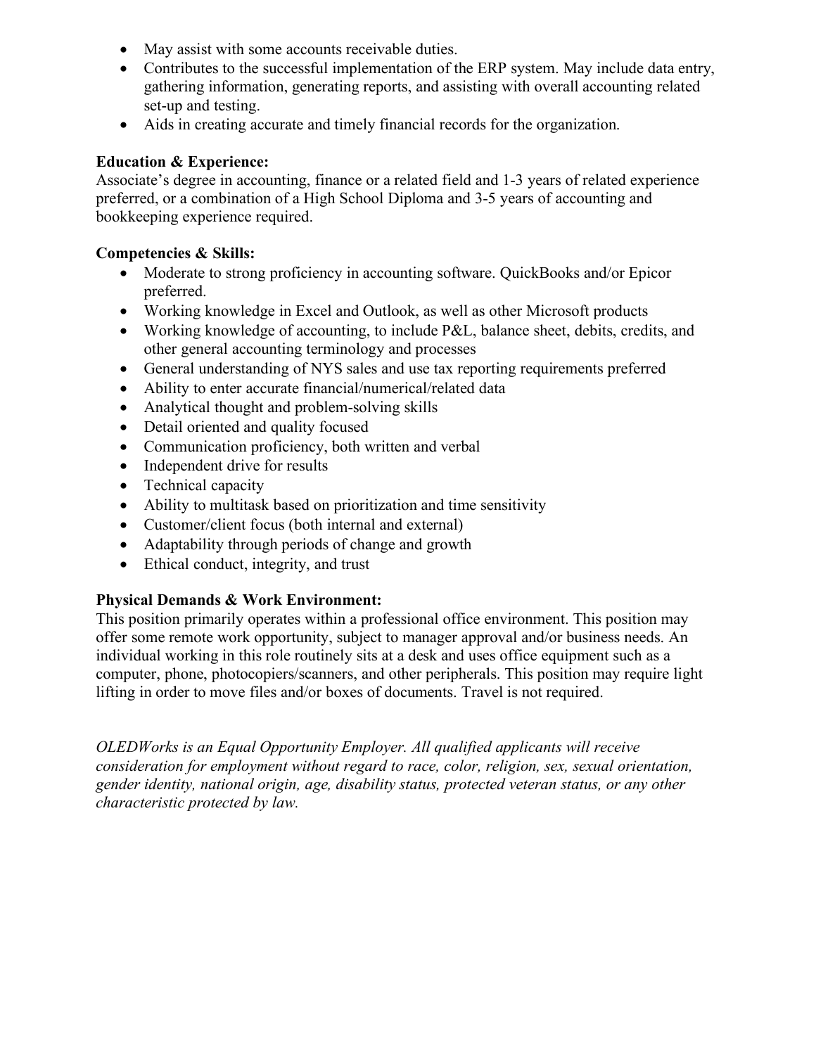- May assist with some accounts receivable duties.
- Contributes to the successful implementation of the ERP system. May include data entry, gathering information, generating reports, and assisting with overall accounting related set-up and testing.
- Aids in creating accurate and timely financial records for the organization.

**Education & Experience:**
Associate's degree in accounting, finance or a related field and 1-3 years of related experience preferred, or a combination of a High School Diploma and 3-5 years of accounting and bookkeeping experience required.

**Competencies & Skills:**

- Moderate to strong proficiency in accounting software. QuickBooks and/or Epicor preferred.
- Working knowledge in Excel and Outlook, as well as other Microsoft products
- Working knowledge of accounting, to include P&L, balance sheet, debits, credits, and other general accounting terminology and processes
- General understanding of NYS sales and use tax reporting requirements preferred
- Ability to enter accurate financial/numerical/related data
- Analytical thought and problem-solving skills
- Detail oriented and quality focused
- Communication proficiency, both written and verbal
- Independent drive for results
- Technical capacity
- Ability to multitask based on prioritization and time sensitivity
- Customer/client focus (both internal and external)
- Adaptability through periods of change and growth
- Ethical conduct, integrity, and trust

**Physical Demands & Work Environment:**
This position primarily operates within a professional office environment. This position may offer some remote work opportunity, subject to manager approval and/or business needs. An individual working in this role routinely sits at a desk and uses office equipment such as a computer, phone, photocopiers/scanners, and other peripherals. This position may require light lifting in order to move files and/or boxes of documents. Travel is not required.

*OLEDWorks is an Equal Opportunity Employer. All qualified applicants will receive consideration for employment without regard to race, color, religion, sex, sexual orientation, gender identity, national origin, age, disability status, protected veteran status, or any other characteristic protected by law.*